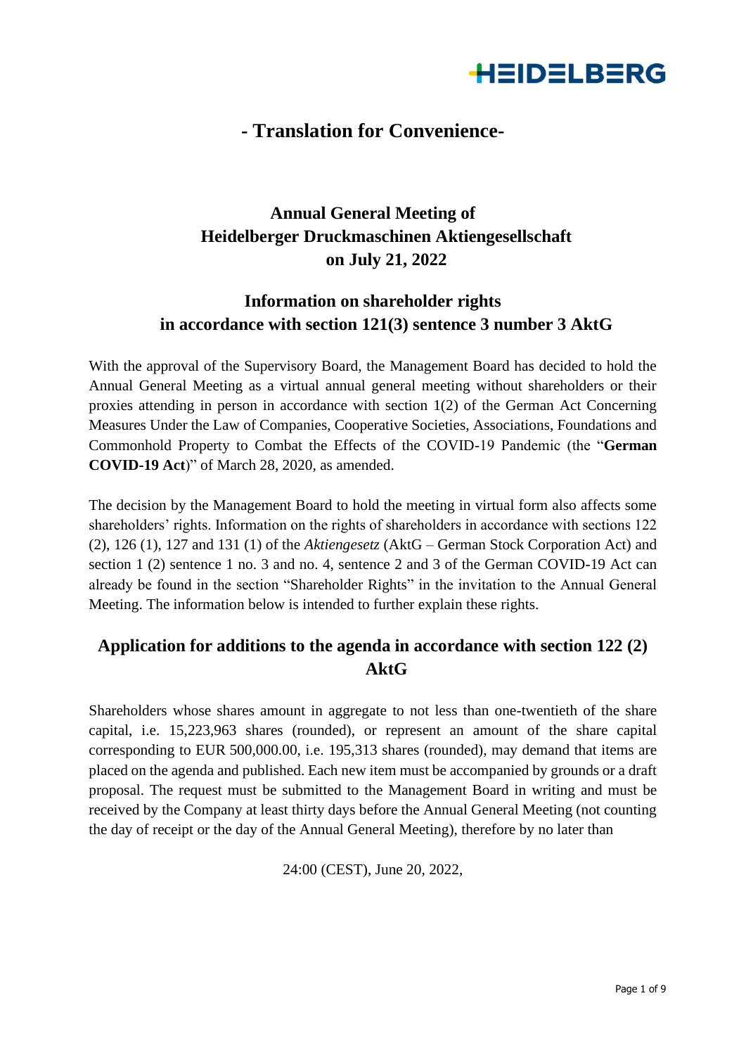# - Translation for Convenience-

## Annual General Meeting of Heidelberger Druckmaschinen Aktiengesellschaft on July 21, 2022

## Information on shareholder rights in accordance with section 121(3) sentence 3 number 3 AktG

With the approval of the Supervisory Board, the Management Board has decided to hold the Annual General Meeting as a virtual annual general meeting without shareholders or their proxies attending in person in accordance with section 1(2) of the German Act Concerning Measures Under the Law of Companies, Cooperative Societies, Associations, Foundations and Commonhold Property to Combat the Effects of the COVID-19 Pandemic (the "**German COVID-19 Act**)" of March 28, 2020, as amended.

The decision by the Management Board to hold the meeting in virtual form also affects some shareholders' rights. Information on the rights of shareholders in accordance with sections 122 (2), 126 (1), 127 and 131 (1) of the *Aktiengesetz* (AktG – German Stock Corporation Act) and section 1 (2) sentence 1 no. 3 and no. 4, sentence 2 and 3 of the German COVID-19 Act can already be found in the section "Shareholder Rights" in the invitation to the Annual General Meeting. The information below is intended to further explain these rights.

## Application for additions to the agenda in accordance with section 122 (2) AktG

Shareholders whose shares amount in aggregate to not less than one-twentieth of the share capital, i.e. 15,223,963 shares (rounded), or represent an amount of the share capital corresponding to EUR 500,000.00, i.e. 195,313 shares (rounded), may demand that items are placed on the agenda and published. Each new item must be accompanied by grounds or a draft proposal. The request must be submitted to the Management Board in writing and must be received by the Company at least thirty days before the Annual General Meeting (not counting the day of receipt or the day of the Annual General Meeting), therefore by no later than

24:00 (CEST), June 20, 2022,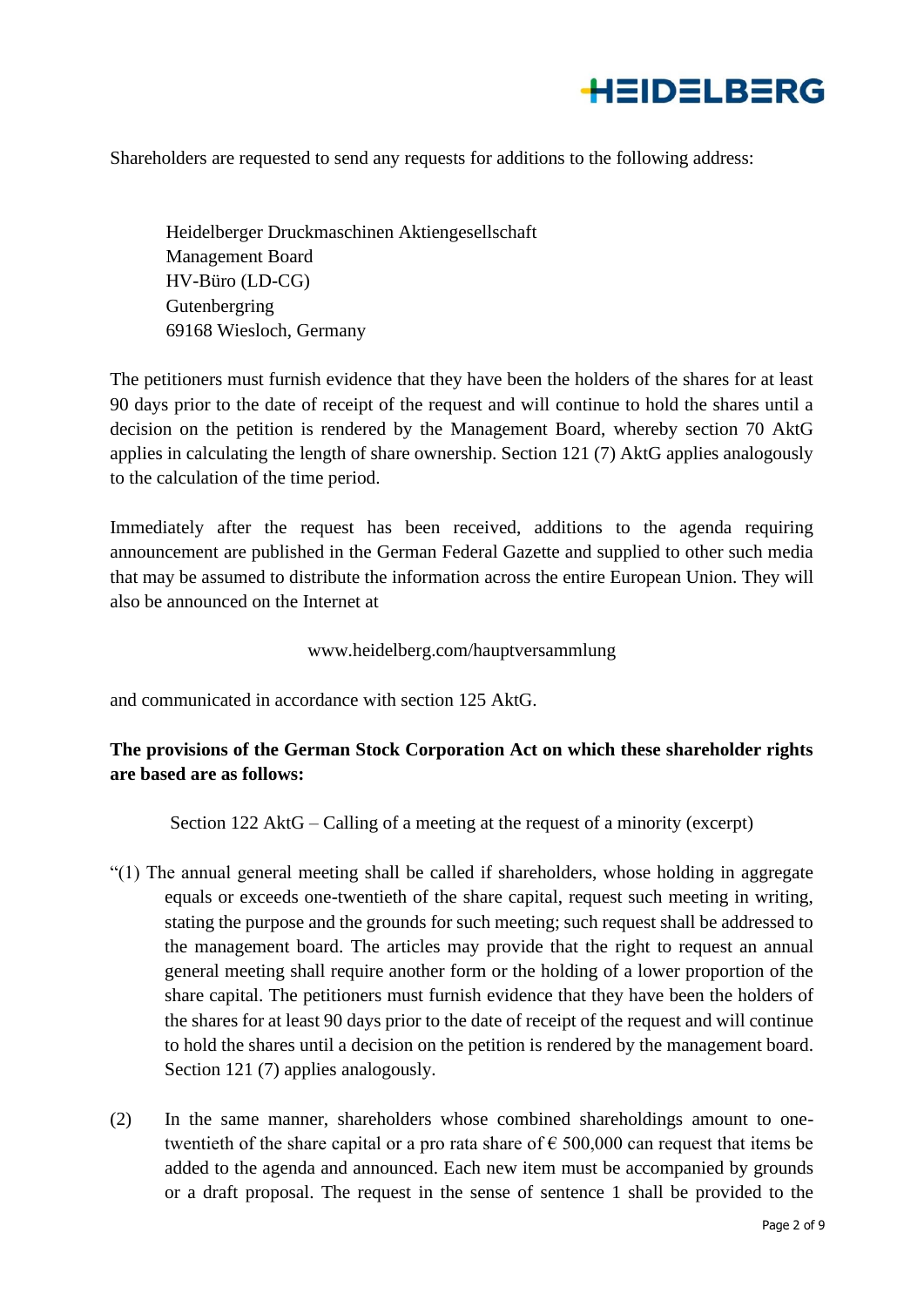Shareholders are requested to send any requests for additions to the following address:

Heidelberger Druckmaschinen Aktiengesellschaft
Management Board
HV-Büro (LD-CG)
Gutenbergring
69168 Wiesloch, Germany

The petitioners must furnish evidence that they have been the holders of the shares for at least 90 days prior to the date of receipt of the request and will continue to hold the shares until a decision on the petition is rendered by the Management Board, whereby section 70 AktG applies in calculating the length of share ownership. Section 121 (7) AktG applies analogously to the calculation of the time period.

Immediately after the request has been received, additions to the agenda requiring announcement are published in the German Federal Gazette and supplied to other such media that may be assumed to distribute the information across the entire European Union. They will also be announced on the Internet at

www.heidelberg.com/hauptversammlung

and communicated in accordance with section 125 AktG.

**The provisions of the German Stock Corporation Act on which these shareholder rights are based are as follows:**

Section 122 AktG – Calling of a meeting at the request of a minority (excerpt)

"(1) The annual general meeting shall be called if shareholders, whose holding in aggregate equals or exceeds one-twentieth of the share capital, request such meeting in writing, stating the purpose and the grounds for such meeting; such request shall be addressed to the management board. The articles may provide that the right to request an annual general meeting shall require another form or the holding of a lower proportion of the share capital. The petitioners must furnish evidence that they have been the holders of the shares for at least 90 days prior to the date of receipt of the request and will continue to hold the shares until a decision on the petition is rendered by the management board. Section 121 (7) applies analogously.

(2) In the same manner, shareholders whose combined shareholdings amount to one-twentieth of the share capital or a pro rata share of € 500,000 can request that items be added to the agenda and announced. Each new item must be accompanied by grounds or a draft proposal. The request in the sense of sentence 1 shall be provided to the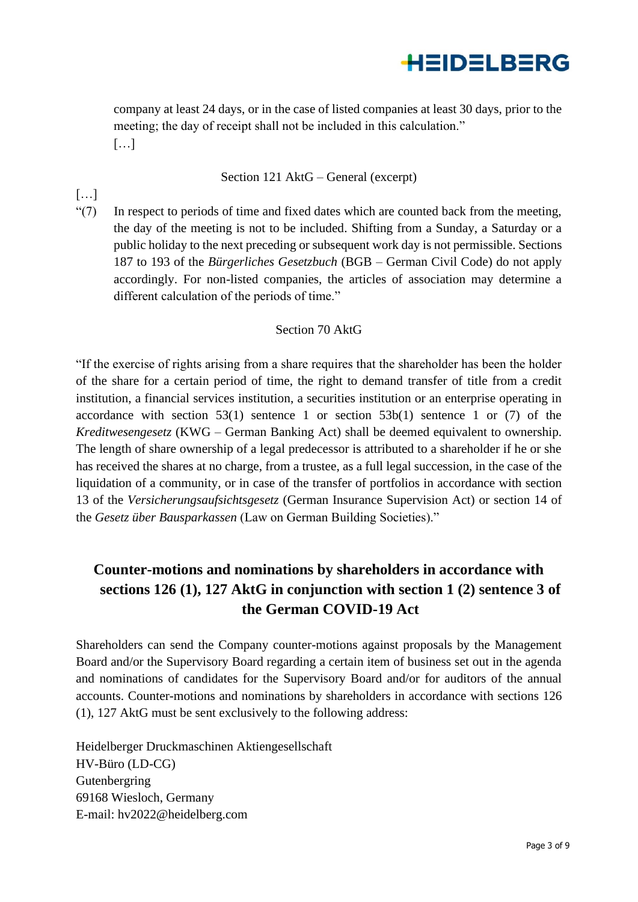company at least 24 days, or in the case of listed companies at least 30 days, prior to the meeting; the day of receipt shall not be included in this calculation."
[…]

Section 121 AktG – General (excerpt)

[…]

"(7) In respect to periods of time and fixed dates which are counted back from the meeting, the day of the meeting is not to be included. Shifting from a Sunday, a Saturday or a public holiday to the next preceding or subsequent work day is not permissible. Sections 187 to 193 of the *Bürgerliches Gesetzbuch* (BGB – German Civil Code) do not apply accordingly. For non-listed companies, the articles of association may determine a different calculation of the periods of time."

Section 70 AktG

"If the exercise of rights arising from a share requires that the shareholder has been the holder of the share for a certain period of time, the right to demand transfer of title from a credit institution, a financial services institution, a securities institution or an enterprise operating in accordance with section 53(1) sentence 1 or section 53b(1) sentence 1 or (7) of the *Kreditwesengesetz* (KWG – German Banking Act) shall be deemed equivalent to ownership. The length of share ownership of a legal predecessor is attributed to a shareholder if he or she has received the shares at no charge, from a trustee, as a full legal succession, in the case of the liquidation of a community, or in case of the transfer of portfolios in accordance with section 13 of the *Versicherungsaufsichtsgesetz* (German Insurance Supervision Act) or section 14 of the *Gesetz über Bausparkassen* (Law on German Building Societies)."

## Counter-motions and nominations by shareholders in accordance with sections 126 (1), 127 AktG in conjunction with section 1 (2) sentence 3 of the German COVID-19 Act

Shareholders can send the Company counter-motions against proposals by the Management Board and/or the Supervisory Board regarding a certain item of business set out in the agenda and nominations of candidates for the Supervisory Board and/or for auditors of the annual accounts. Counter-motions and nominations by shareholders in accordance with sections 126 (1), 127 AktG must be sent exclusively to the following address:

Heidelberger Druckmaschinen Aktiengesellschaft
HV-Büro (LD-CG)
Gutenbergring
69168 Wiesloch, Germany
E-mail: hv2022@heidelberg.com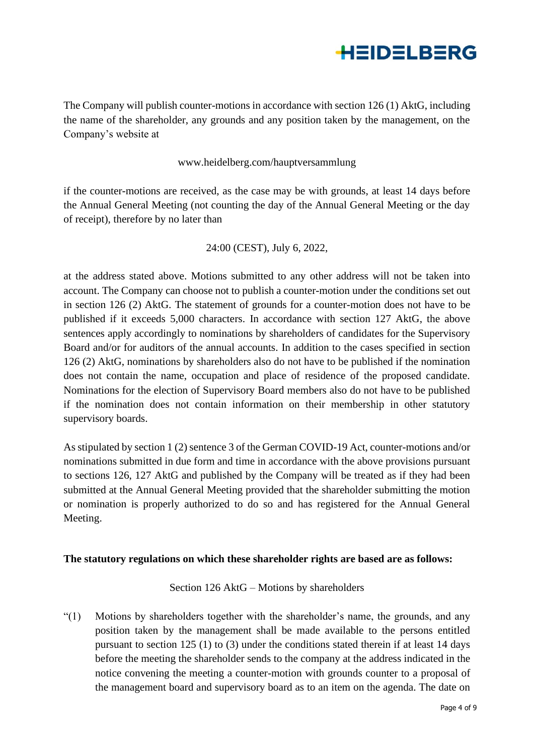The Company will publish counter-motions in accordance with section 126 (1) AktG, including the name of the shareholder, any grounds and any position taken by the management, on the Company's website at

www.heidelberg.com/hauptversammlung

if the counter-motions are received, as the case may be with grounds, at least 14 days before the Annual General Meeting (not counting the day of the Annual General Meeting or the day of receipt), therefore by no later than

24:00 (CEST), July 6, 2022,

at the address stated above. Motions submitted to any other address will not be taken into account. The Company can choose not to publish a counter-motion under the conditions set out in section 126 (2) AktG. The statement of grounds for a counter-motion does not have to be published if it exceeds 5,000 characters. In accordance with section 127 AktG, the above sentences apply accordingly to nominations by shareholders of candidates for the Supervisory Board and/or for auditors of the annual accounts. In addition to the cases specified in section 126 (2) AktG, nominations by shareholders also do not have to be published if the nomination does not contain the name, occupation and place of residence of the proposed candidate. Nominations for the election of Supervisory Board members also do not have to be published if the nomination does not contain information on their membership in other statutory supervisory boards.

As stipulated by section 1 (2) sentence 3 of the German COVID-19 Act, counter-motions and/or nominations submitted in due form and time in accordance with the above provisions pursuant to sections 126, 127 AktG and published by the Company will be treated as if they had been submitted at the Annual General Meeting provided that the shareholder submitting the motion or nomination is properly authorized to do so and has registered for the Annual General Meeting.

**The statutory regulations on which these shareholder rights are based are as follows:**

Section 126 AktG – Motions by shareholders

"(1) Motions by shareholders together with the shareholder's name, the grounds, and any position taken by the management shall be made available to the persons entitled pursuant to section 125 (1) to (3) under the conditions stated therein if at least 14 days before the meeting the shareholder sends to the company at the address indicated in the notice convening the meeting a counter-motion with grounds counter to a proposal of the management board and supervisory board as to an item on the agenda. The date on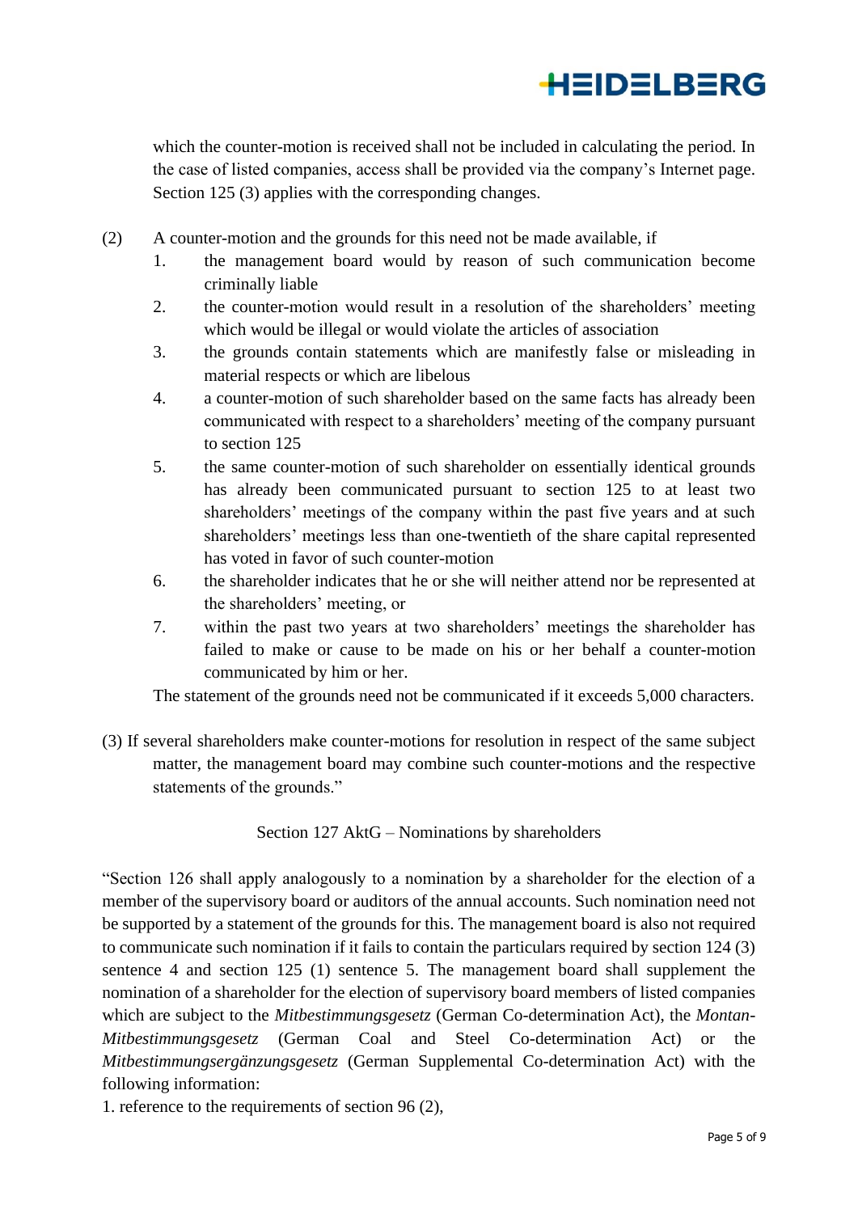which the counter-motion is received shall not be included in calculating the period. In the case of listed companies, access shall be provided via the company's Internet page. Section 125 (3) applies with the corresponding changes.

(2) A counter-motion and the grounds for this need not be made available, if

1. the management board would by reason of such communication become criminally liable
2. the counter-motion would result in a resolution of the shareholders' meeting which would be illegal or would violate the articles of association
3. the grounds contain statements which are manifestly false or misleading in material respects or which are libelous
4. a counter-motion of such shareholder based on the same facts has already been communicated with respect to a shareholders' meeting of the company pursuant to section 125
5. the same counter-motion of such shareholder on essentially identical grounds has already been communicated pursuant to section 125 to at least two shareholders' meetings of the company within the past five years and at such shareholders' meetings less than one-twentieth of the share capital represented has voted in favor of such counter-motion
6. the shareholder indicates that he or she will neither attend nor be represented at the shareholders' meeting, or
7. within the past two years at two shareholders' meetings the shareholder has failed to make or cause to be made on his or her behalf a counter-motion communicated by him or her.

The statement of the grounds need not be communicated if it exceeds 5,000 characters.

(3) If several shareholders make counter-motions for resolution in respect of the same subject matter, the management board may combine such counter-motions and the respective statements of the grounds."

Section 127 AktG – Nominations by shareholders

"Section 126 shall apply analogously to a nomination by a shareholder for the election of a member of the supervisory board or auditors of the annual accounts. Such nomination need not be supported by a statement of the grounds for this. The management board is also not required to communicate such nomination if it fails to contain the particulars required by section 124 (3) sentence 4 and section 125 (1) sentence 5. The management board shall supplement the nomination of a shareholder for the election of supervisory board members of listed companies which are subject to the *Mitbestimmungsgesetz* (German Co-determination Act), the *Montan-Mitbestimmungsgesetz* (German Coal and Steel Co-determination Act) or the *Mitbestimmungsergänzungsgesetz* (German Supplemental Co-determination Act) with the following information:

1. reference to the requirements of section 96 (2),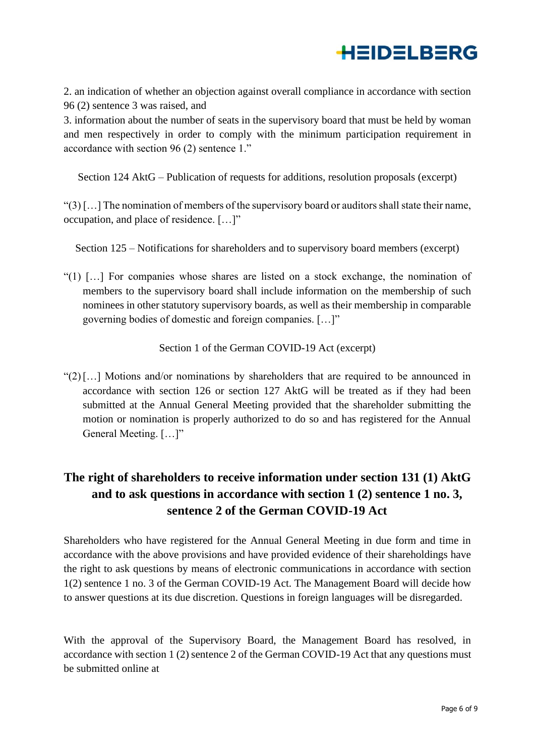2. an indication of whether an objection against overall compliance in accordance with section 96 (2) sentence 3 was raised, and

3. information about the number of seats in the supervisory board that must be held by woman and men respectively in order to comply with the minimum participation requirement in accordance with section 96 (2) sentence 1."

Section 124 AktG – Publication of requests for additions, resolution proposals (excerpt)

"(3) […] The nomination of members of the supervisory board or auditors shall state their name, occupation, and place of residence. […]"

Section 125 – Notifications for shareholders and to supervisory board members (excerpt)

"(1) […] For companies whose shares are listed on a stock exchange, the nomination of members to the supervisory board shall include information on the membership of such nominees in other statutory supervisory boards, as well as their membership in comparable governing bodies of domestic and foreign companies. […]"

Section 1 of the German COVID-19 Act (excerpt)

"(2) […] Motions and/or nominations by shareholders that are required to be announced in accordance with section 126 or section 127 AktG will be treated as if they had been submitted at the Annual General Meeting provided that the shareholder submitting the motion or nomination is properly authorized to do so and has registered for the Annual General Meeting. […]"

## The right of shareholders to receive information under section 131 (1) AktG and to ask questions in accordance with section 1 (2) sentence 1 no. 3, sentence 2 of the German COVID-19 Act

Shareholders who have registered for the Annual General Meeting in due form and time in accordance with the above provisions and have provided evidence of their shareholdings have the right to ask questions by means of electronic communications in accordance with section 1(2) sentence 1 no. 3 of the German COVID-19 Act. The Management Board will decide how to answer questions at its due discretion. Questions in foreign languages will be disregarded.

With the approval of the Supervisory Board, the Management Board has resolved, in accordance with section 1 (2) sentence 2 of the German COVID-19 Act that any questions must be submitted online at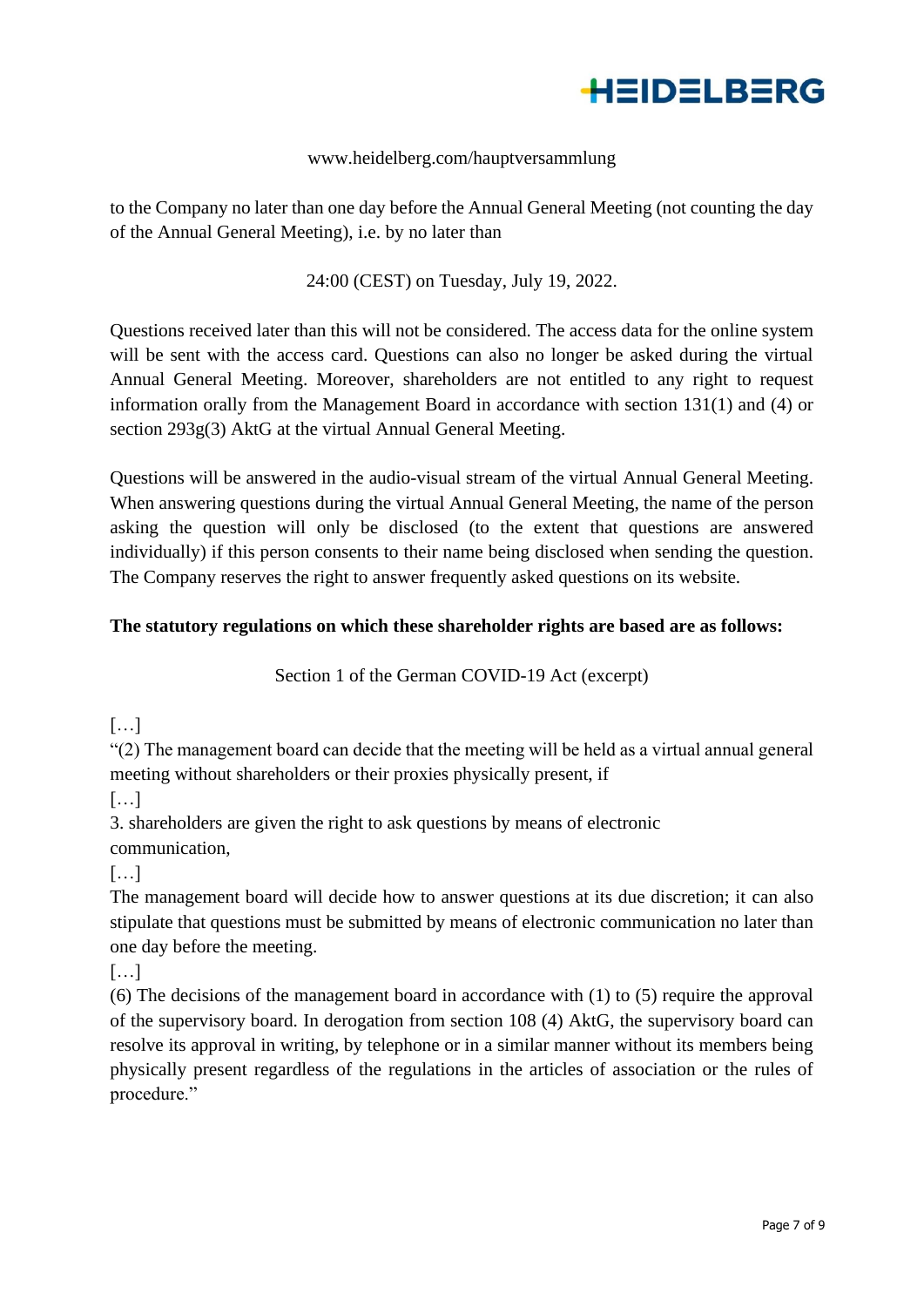www.heidelberg.com/hauptversammlung

to the Company no later than one day before the Annual General Meeting (not counting the day of the Annual General Meeting), i.e. by no later than

24:00 (CEST) on Tuesday, July 19, 2022.

Questions received later than this will not be considered. The access data for the online system will be sent with the access card. Questions can also no longer be asked during the virtual Annual General Meeting. Moreover, shareholders are not entitled to any right to request information orally from the Management Board in accordance with section 131(1) and (4) or section 293g(3) AktG at the virtual Annual General Meeting.

Questions will be answered in the audio-visual stream of the virtual Annual General Meeting. When answering questions during the virtual Annual General Meeting, the name of the person asking the question will only be disclosed (to the extent that questions are answered individually) if this person consents to their name being disclosed when sending the question. The Company reserves the right to answer frequently asked questions on its website.

**The statutory regulations on which these shareholder rights are based are as follows:**

Section 1 of the German COVID-19 Act (excerpt)

[…]

"(2) The management board can decide that the meeting will be held as a virtual annual general meeting without shareholders or their proxies physically present, if

[…]

3. shareholders are given the right to ask questions by means of electronic communication,

[…]

The management board will decide how to answer questions at its due discretion; it can also stipulate that questions must be submitted by means of electronic communication no later than one day before the meeting.

[…]

(6) The decisions of the management board in accordance with (1) to (5) require the approval of the supervisory board. In derogation from section 108 (4) AktG, the supervisory board can resolve its approval in writing, by telephone or in a similar manner without its members being physically present regardless of the regulations in the articles of association or the rules of procedure."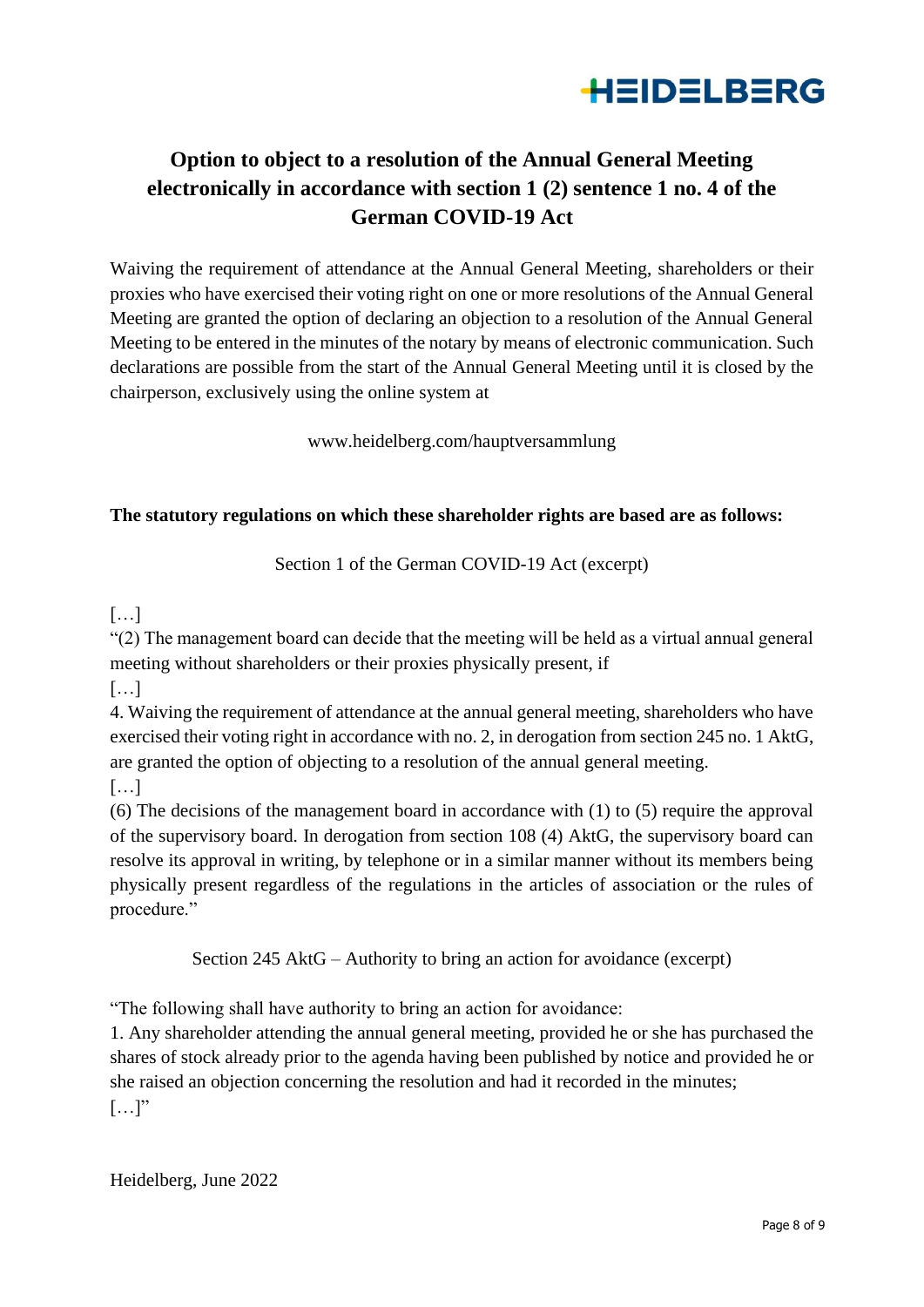## Option to object to a resolution of the Annual General Meeting electronically in accordance with section 1 (2) sentence 1 no. 4 of the German COVID-19 Act

Waiving the requirement of attendance at the Annual General Meeting, shareholders or their proxies who have exercised their voting right on one or more resolutions of the Annual General Meeting are granted the option of declaring an objection to a resolution of the Annual General Meeting to be entered in the minutes of the notary by means of electronic communication. Such declarations are possible from the start of the Annual General Meeting until it is closed by the chairperson, exclusively using the online system at

www.heidelberg.com/hauptversammlung

**The statutory regulations on which these shareholder rights are based are as follows:**

Section 1 of the German COVID-19 Act (excerpt)

[…]

"(2) The management board can decide that the meeting will be held as a virtual annual general meeting without shareholders or their proxies physically present, if

[…]

4. Waiving the requirement of attendance at the annual general meeting, shareholders who have exercised their voting right in accordance with no. 2, in derogation from section 245 no. 1 AktG, are granted the option of objecting to a resolution of the annual general meeting.

[…]

(6) The decisions of the management board in accordance with (1) to (5) require the approval of the supervisory board. In derogation from section 108 (4) AktG, the supervisory board can resolve its approval in writing, by telephone or in a similar manner without its members being physically present regardless of the regulations in the articles of association or the rules of procedure."

Section 245 AktG – Authority to bring an action for avoidance (excerpt)

"The following shall have authority to bring an action for avoidance:

1. Any shareholder attending the annual general meeting, provided he or she has purchased the shares of stock already prior to the agenda having been published by notice and provided he or she raised an objection concerning the resolution and had it recorded in the minutes;

[…]"

Heidelberg, June 2022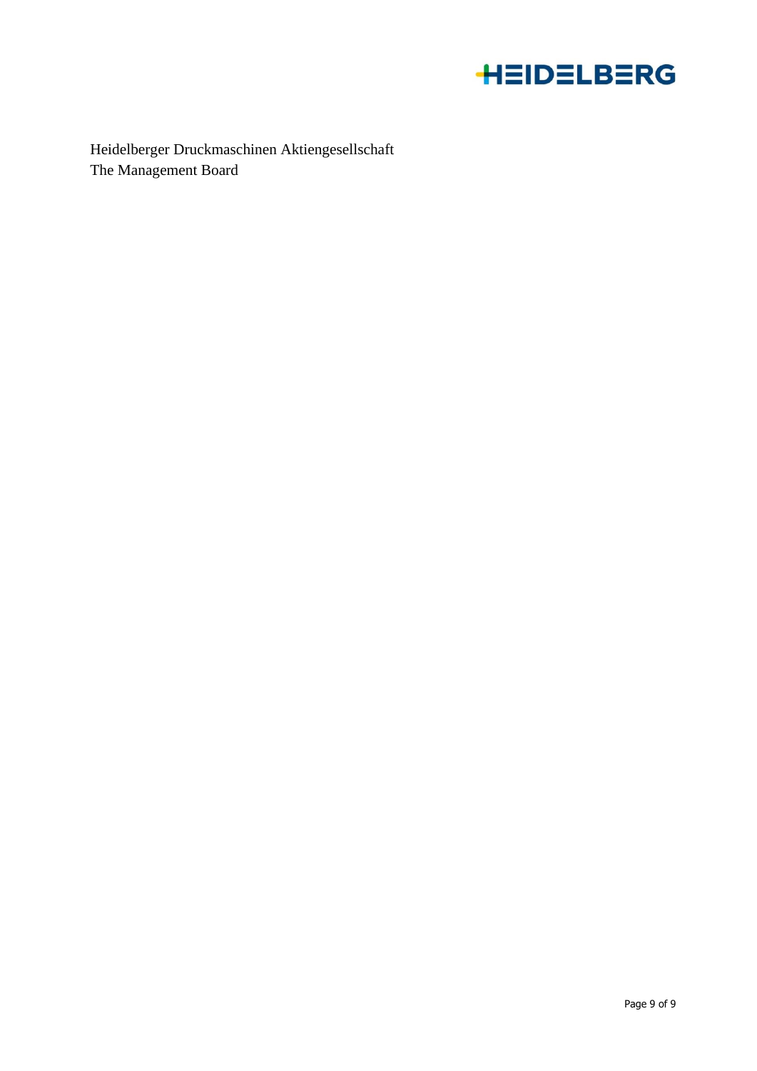Heidelberger Druckmaschinen Aktiengesellschaft
The Management Board